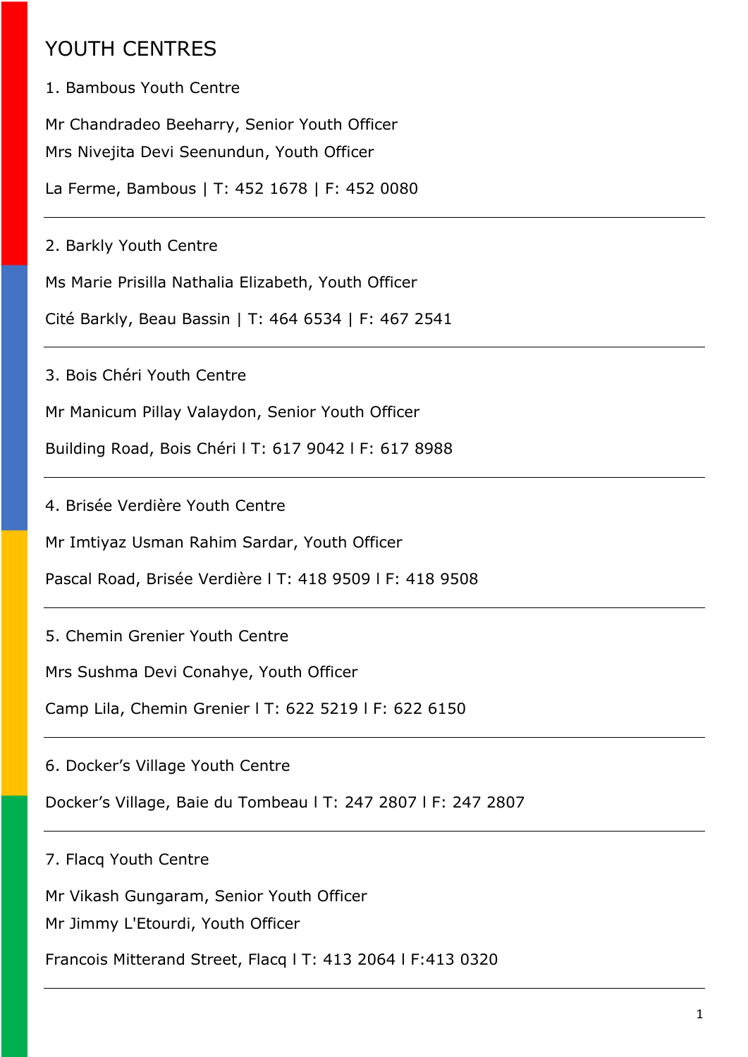# YOUTH CENTRES

1. Bambous Youth Centre

Mr Chandradeo Beeharry, Senior Youth Officer
Mrs Nivejita Devi Seenundun, Youth Officer

La Ferme, Bambous | T: 452 1678 | F: 452 0080

---

2. Barkly Youth Centre

Ms Marie Prisilla Nathalia Elizabeth, Youth Officer

Cité Barkly, Beau Bassin | T: 464 6534 | F: 467 2541

---

3. Bois Chéri Youth Centre

Mr Manicum Pillay Valaydon, Senior Youth Officer

Building Road, Bois Chéri l T: 617 9042 l F: 617 8988

---

4. Brisée Verdière Youth Centre

Mr Imtiyaz Usman Rahim Sardar, Youth Officer

Pascal Road, Brisée Verdière l T: 418 9509 l F: 418 9508

---

5. Chemin Grenier Youth Centre

Mrs Sushma Devi Conahye, Youth Officer

Camp Lila, Chemin Grenier l T: 622 5219 l F: 622 6150

---

6. Docker's Village Youth Centre

Docker's Village, Baie du Tombeau l T: 247 2807 l F: 247 2807

---

7. Flacq Youth Centre

Mr Vikash Gungaram, Senior Youth Officer
Mr Jimmy L'Etourdi, Youth Officer

Francois Mitterand Street, Flacq l T: 413 2064 l F:413 0320

---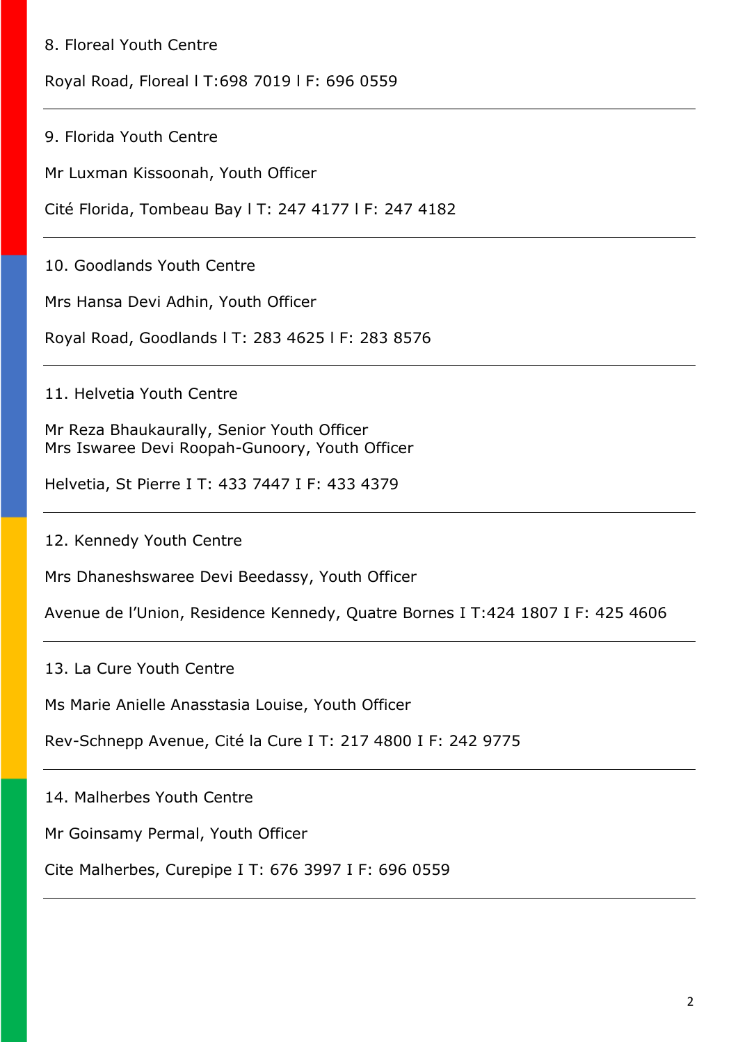8. Floreal Youth Centre

Royal Road, Floreal l T:698 7019 l F: 696 0559

---

9. Florida Youth Centre

Mr Luxman Kissoonah, Youth Officer

Cité Florida, Tombeau Bay l T: 247 4177 l F: 247 4182

---

10. Goodlands Youth Centre

Mrs Hansa Devi Adhin, Youth Officer

Royal Road, Goodlands l T: 283 4625 l F: 283 8576

---

11. Helvetia Youth Centre

Mr Reza Bhaukaurally, Senior Youth Officer
Mrs Iswaree Devi Roopah-Gunoory, Youth Officer

Helvetia, St Pierre I T: 433 7447 I F: 433 4379

---

12. Kennedy Youth Centre

Mrs Dhaneshswaree Devi Beedassy, Youth Officer

Avenue de l'Union, Residence Kennedy, Quatre Bornes I T:424 1807 I F: 425 4606

---

13. La Cure Youth Centre

Ms Marie Anielle Anasstasia Louise, Youth Officer

Rev-Schnepp Avenue, Cité la Cure I T: 217 4800 I F: 242 9775

---

14. Malherbes Youth Centre

Mr Goinsamy Permal, Youth Officer

Cite Malherbes, Curepipe I T: 676 3997 I F: 696 0559

---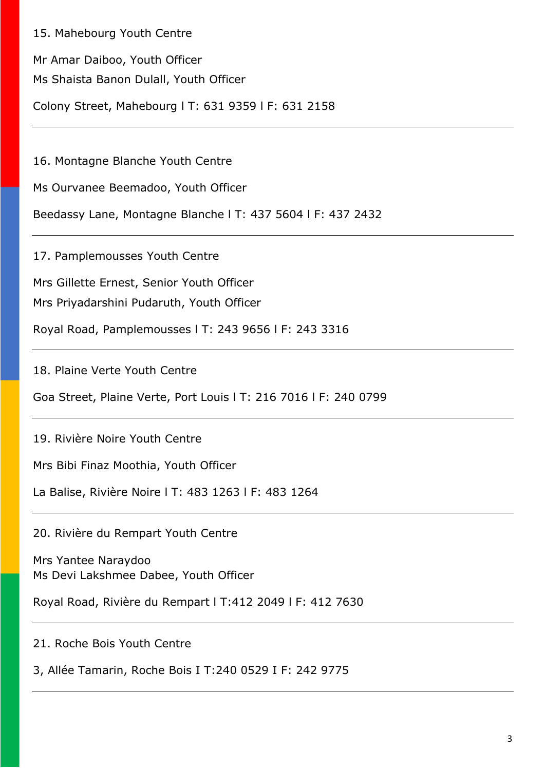15. Mahebourg Youth Centre

Mr Amar Daiboo, Youth Officer
Ms Shaista Banon Dulall, Youth Officer

Colony Street, Mahebourg l T: 631 9359 l F: 631 2158

---

16. Montagne Blanche Youth Centre

Ms Ourvanee Beemadoo, Youth Officer

Beedassy Lane, Montagne Blanche l T: 437 5604 l F: 437 2432

---

17. Pamplemousses Youth Centre

Mrs Gillette Ernest, Senior Youth Officer
Mrs Priyadarshini Pudaruth, Youth Officer

Royal Road, Pamplemousses l T: 243 9656 l F: 243 3316

---

18. Plaine Verte Youth Centre

Goa Street, Plaine Verte, Port Louis l T: 216 7016 l F: 240 0799

---

19. Rivière Noire Youth Centre

Mrs Bibi Finaz Moothia, Youth Officer

La Balise, Rivière Noire l T: 483 1263 l F: 483 1264

---

20. Rivière du Rempart Youth Centre

Mrs Yantee Naraydoo
Ms Devi Lakshmee Dabee, Youth Officer

Royal Road, Rivière du Rempart l T:412 2049 l F: 412 7630

---

21. Roche Bois Youth Centre

3, Allée Tamarin, Roche Bois I T:240 0529 I F: 242 9775

---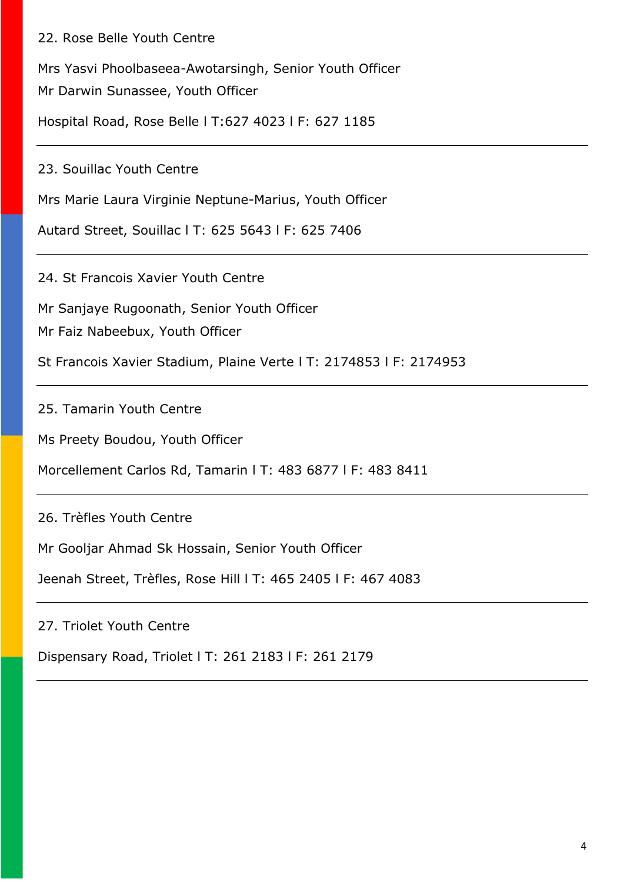22. Rose Belle Youth Centre

Mrs Yasvi Phoolbaseea-Awotarsingh, Senior Youth Officer
Mr Darwin Sunassee, Youth Officer

Hospital Road, Rose Belle l T:627 4023 l F: 627 1185

---

23. Souillac Youth Centre

Mrs Marie Laura Virginie Neptune-Marius, Youth Officer

Autard Street, Souillac l T: 625 5643 l F: 625 7406

---

24. St Francois Xavier Youth Centre

Mr Sanjaye Rugoonath, Senior Youth Officer
Mr Faiz Nabeebux, Youth Officer

St Francois Xavier Stadium, Plaine Verte l T: 2174853 l F: 2174953

---

25. Tamarin Youth Centre

Ms Preety Boudou, Youth Officer

Morcellement Carlos Rd, Tamarin l T: 483 6877 l F: 483 8411

---

26. Trèfles Youth Centre

Mr Gooljar Ahmad Sk Hossain, Senior Youth Officer

Jeenah Street, Trèfles, Rose Hill l T: 465 2405 l F: 467 4083

---

27. Triolet Youth Centre

Dispensary Road, Triolet l T: 261 2183 l F: 261 2179

---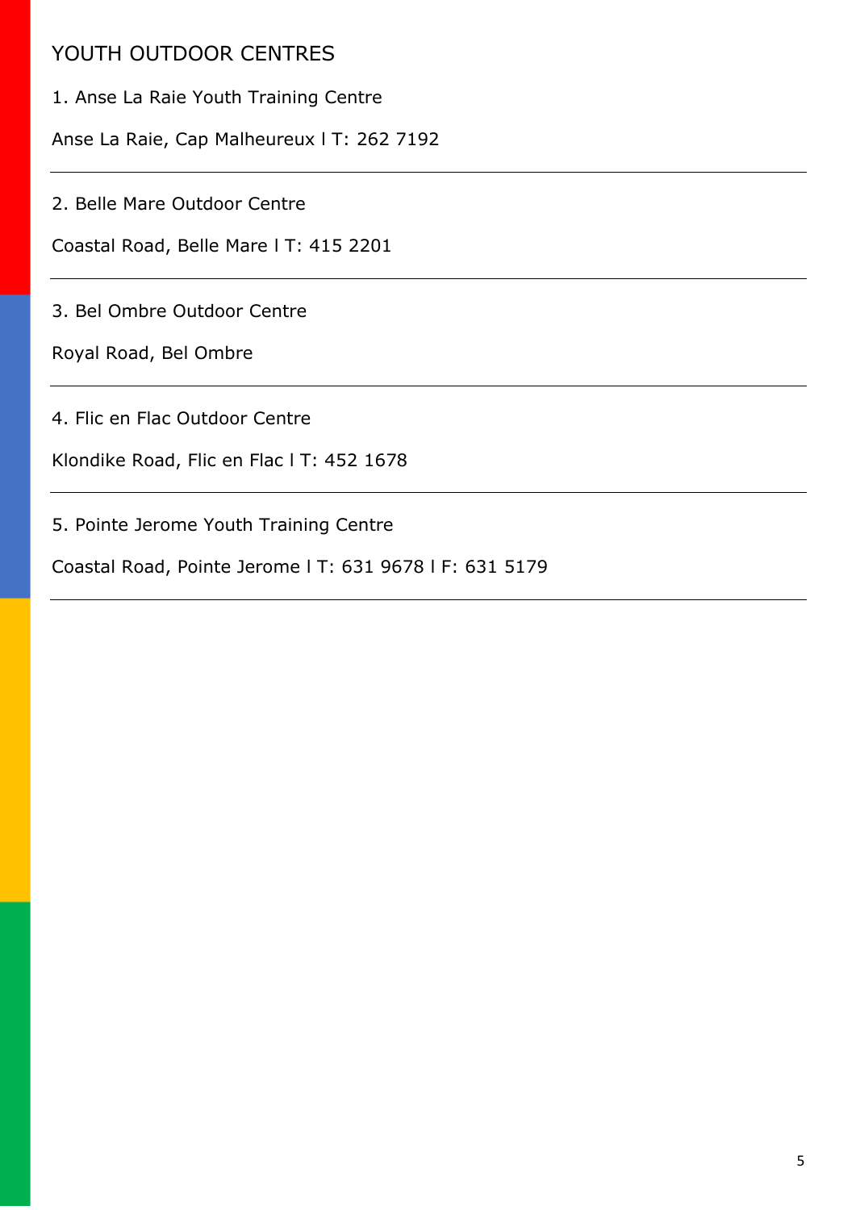## YOUTH OUTDOOR CENTRES

1. Anse La Raie Youth Training Centre

Anse La Raie, Cap Malheureux l T: 262 7192

---

2. Belle Mare Outdoor Centre

Coastal Road, Belle Mare l T: 415 2201

---

3. Bel Ombre Outdoor Centre

Royal Road, Bel Ombre

---

4. Flic en Flac Outdoor Centre

Klondike Road, Flic en Flac l T: 452 1678

---

5. Pointe Jerome Youth Training Centre

Coastal Road, Pointe Jerome l T: 631 9678 l F: 631 5179

---